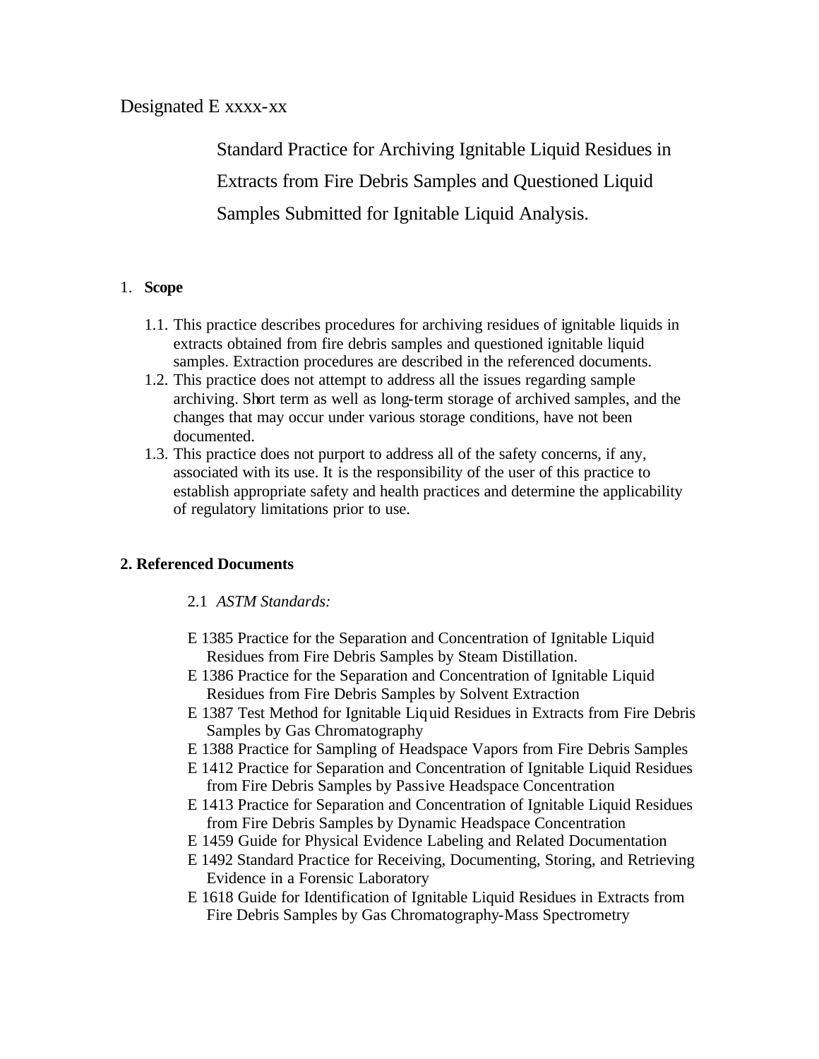Designated E xxxx-xx

# Standard Practice for Archiving Ignitable Liquid Residues in Extracts from Fire Debris Samples and Questioned Liquid Samples Submitted for Ignitable Liquid Analysis.

## 1. **Scope**

1.1. This practice describes procedures for archiving residues of ignitable liquids in extracts obtained from fire debris samples and questioned ignitable liquid samples. Extraction procedures are described in the referenced documents.

1.2. This practice does not attempt to address all the issues regarding sample archiving. Short term as well as long-term storage of archived samples, and the changes that may occur under various storage conditions, have not been documented.

1.3. This practice does not purport to address all of the safety concerns, if any, associated with its use. It is the responsibility of the user of this practice to establish appropriate safety and health practices and determine the applicability of regulatory limitations prior to use.

## 2. Referenced Documents

2.1 *ASTM Standards:*

E 1385 Practice for the Separation and Concentration of Ignitable Liquid Residues from Fire Debris Samples by Steam Distillation.

E 1386 Practice for the Separation and Concentration of Ignitable Liquid Residues from Fire Debris Samples by Solvent Extraction

E 1387 Test Method for Ignitable Liquid Residues in Extracts from Fire Debris Samples by Gas Chromatography

E 1388 Practice for Sampling of Headspace Vapors from Fire Debris Samples

E 1412 Practice for Separation and Concentration of Ignitable Liquid Residues from Fire Debris Samples by Passive Headspace Concentration

E 1413 Practice for Separation and Concentration of Ignitable Liquid Residues from Fire Debris Samples by Dynamic Headspace Concentration

E 1459 Guide for Physical Evidence Labeling and Related Documentation

E 1492 Standard Practice for Receiving, Documenting, Storing, and Retrieving Evidence in a Forensic Laboratory

E 1618 Guide for Identification of Ignitable Liquid Residues in Extracts from Fire Debris Samples by Gas Chromatography-Mass Spectrometry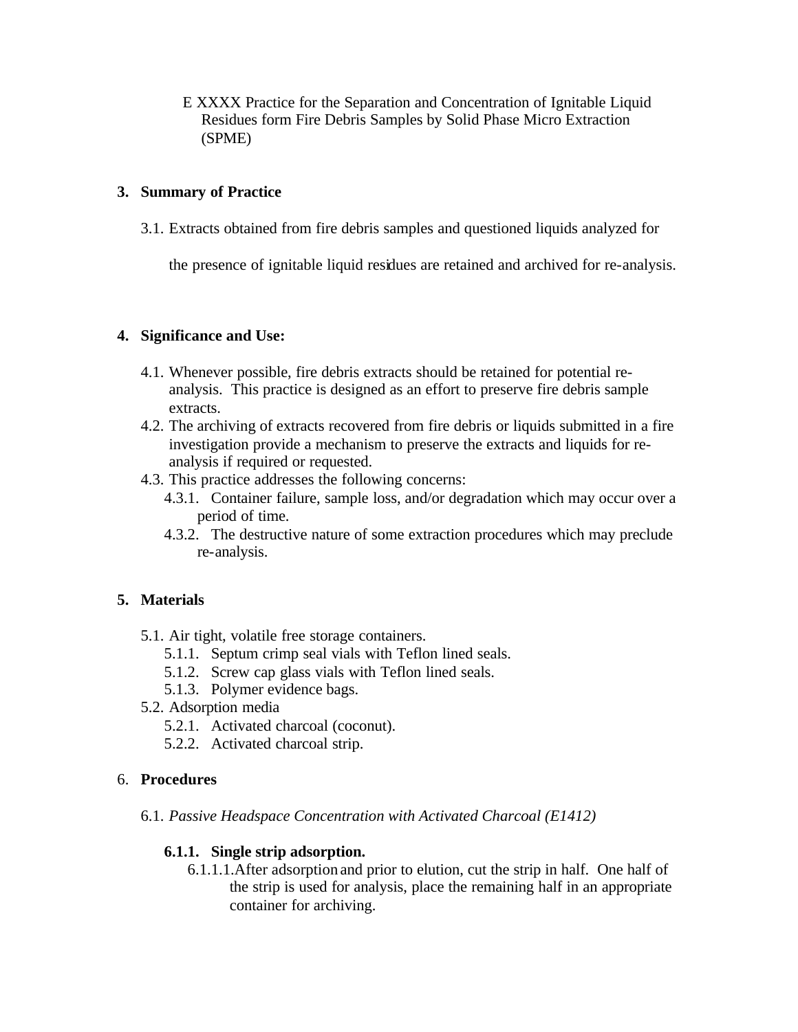E XXXX Practice for the Separation and Concentration of Ignitable Liquid Residues form Fire Debris Samples by Solid Phase Micro Extraction (SPME)

## 3. Summary of Practice

3.1. Extracts obtained from fire debris samples and questioned liquids analyzed for the presence of ignitable liquid residues are retained and archived for re-analysis.

## 4. Significance and Use:

4.1. Whenever possible, fire debris extracts should be retained for potential re-analysis. This practice is designed as an effort to preserve fire debris sample extracts.

4.2. The archiving of extracts recovered from fire debris or liquids submitted in a fire investigation provide a mechanism to preserve the extracts and liquids for re-analysis if required or requested.

4.3. This practice addresses the following concerns:

4.3.1. Container failure, sample loss, and/or degradation which may occur over a period of time.

4.3.2. The destructive nature of some extraction procedures which may preclude re-analysis.

## 5. Materials

5.1. Air tight, volatile free storage containers.

5.1.1. Septum crimp seal vials with Teflon lined seals.

5.1.2. Screw cap glass vials with Teflon lined seals.

5.1.3. Polymer evidence bags.

5.2. Adsorption media

5.2.1. Activated charcoal (coconut).

5.2.2. Activated charcoal strip.

## 6. Procedures

6.1. *Passive Headspace Concentration with Activated Charcoal (E1412)*

**6.1.1. Single strip adsorption.**

6.1.1.1. After adsorption and prior to elution, cut the strip in half. One half of the strip is used for analysis, place the remaining half in an appropriate container for archiving.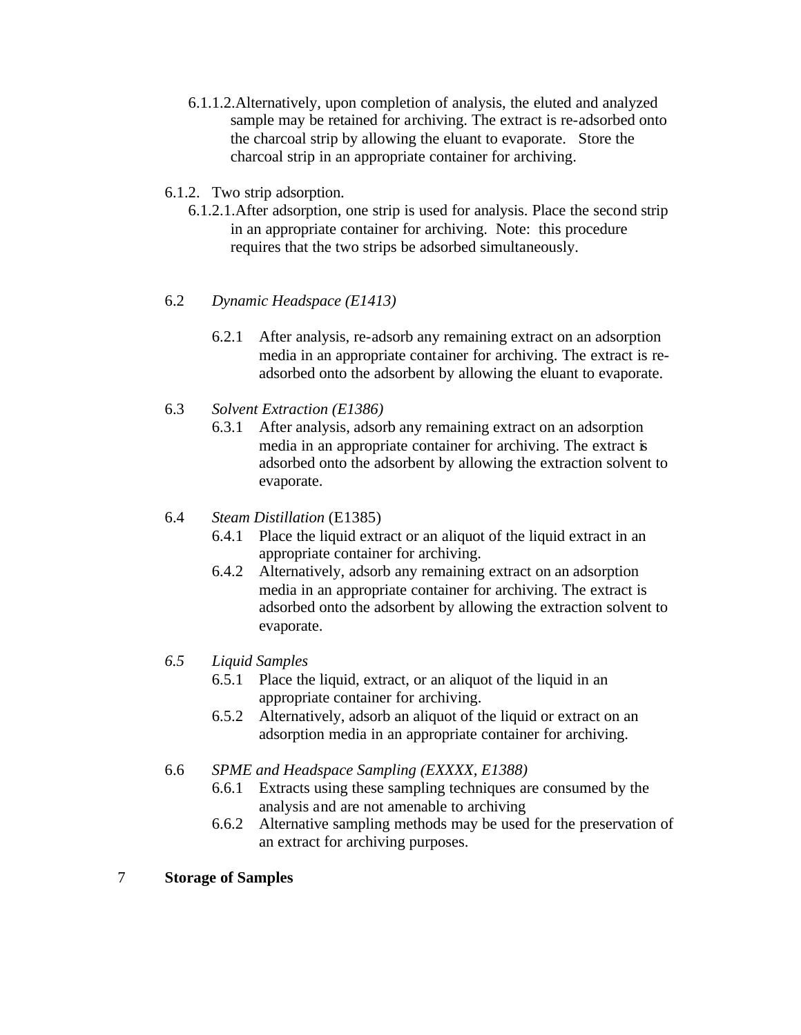6.1.1.2. Alternatively, upon completion of analysis, the eluted and analyzed sample may be retained for archiving. The extract is re-adsorbed onto the charcoal strip by allowing the eluant to evaporate. Store the charcoal strip in an appropriate container for archiving.

6.1.2. Two strip adsorption.

6.1.2.1. After adsorption, one strip is used for analysis. Place the second strip in an appropriate container for archiving. Note: this procedure requires that the two strips be adsorbed simultaneously.

6.2 *Dynamic Headspace (E1413)*

6.2.1 After analysis, re-adsorb any remaining extract on an adsorption media in an appropriate container for archiving. The extract is re-adsorbed onto the adsorbent by allowing the eluant to evaporate.

6.3 *Solvent Extraction (E1386)*

6.3.1 After analysis, adsorb any remaining extract on an adsorption media in an appropriate container for archiving. The extract is adsorbed onto the adsorbent by allowing the extraction solvent to evaporate.

6.4 *Steam Distillation* (E1385)

6.4.1 Place the liquid extract or an aliquot of the liquid extract in an appropriate container for archiving.

6.4.2 Alternatively, adsorb any remaining extract on an adsorption media in an appropriate container for archiving. The extract is adsorbed onto the adsorbent by allowing the extraction solvent to evaporate.

*6.5 Liquid Samples*

6.5.1 Place the liquid, extract, or an aliquot of the liquid in an appropriate container for archiving.

6.5.2 Alternatively, adsorb an aliquot of the liquid or extract on an adsorption media in an appropriate container for archiving.

6.6 *SPME and Headspace Sampling (EXXXX, E1388)*

6.6.1 Extracts using these sampling techniques are consumed by the analysis and are not amenable to archiving

6.6.2 Alternative sampling methods may be used for the preservation of an extract for archiving purposes.

## 7 Storage of Samples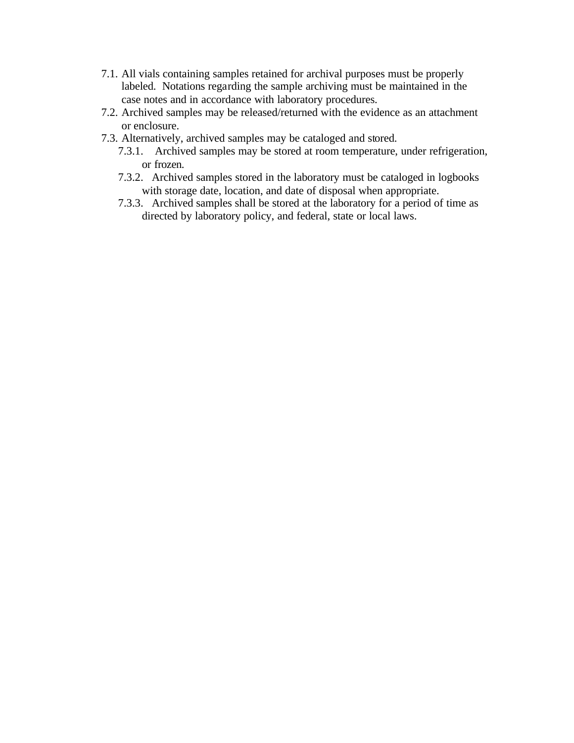7.1. All vials containing samples retained for archival purposes must be properly labeled. Notations regarding the sample archiving must be maintained in the case notes and in accordance with laboratory procedures.

7.2. Archived samples may be released/returned with the evidence as an attachment or enclosure.

7.3. Alternatively, archived samples may be cataloged and stored.

   7.3.1. Archived samples may be stored at room temperature, under refrigeration, or frozen.

   7.3.2. Archived samples stored in the laboratory must be cataloged in logbooks with storage date, location, and date of disposal when appropriate.

   7.3.3. Archived samples shall be stored at the laboratory for a period of time as directed by laboratory policy, and federal, state or local laws.